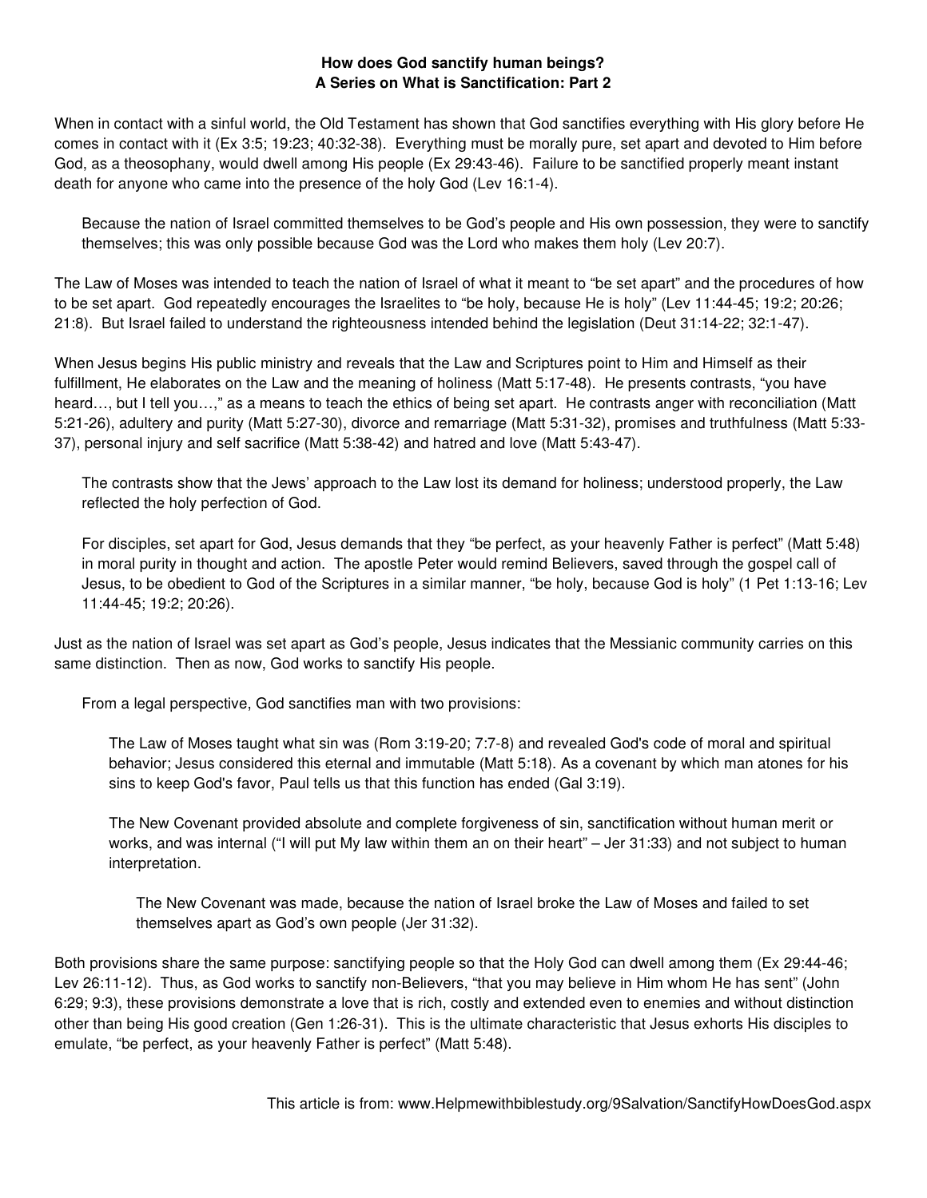**How does God sanctify human beings?**
**A Series on What is Sanctification: Part 2**

When in contact with a sinful world, the Old Testament has shown that God sanctifies everything with His glory before He comes in contact with it (Ex 3:5; 19:23; 40:32-38). Everything must be morally pure, set apart and devoted to Him before God, as a theosophany, would dwell among His people (Ex 29:43-46). Failure to be sanctified properly meant instant death for anyone who came into the presence of the holy God (Lev 16:1-4).

> Because the nation of Israel committed themselves to be God's people and His own possession, they were to sanctify themselves; this was only possible because God was the Lord who makes them holy (Lev 20:7).

The Law of Moses was intended to teach the nation of Israel of what it meant to "be set apart" and the procedures of how to be set apart. God repeatedly encourages the Israelites to "be holy, because He is holy" (Lev 11:44-45; 19:2; 20:26; 21:8). But Israel failed to understand the righteousness intended behind the legislation (Deut 31:14-22; 32:1-47).

When Jesus begins His public ministry and reveals that the Law and Scriptures point to Him and Himself as their fulfillment, He elaborates on the Law and the meaning of holiness (Matt 5:17-48). He presents contrasts, "you have heard…, but I tell you…," as a means to teach the ethics of being set apart. He contrasts anger with reconciliation (Matt 5:21-26), adultery and purity (Matt 5:27-30), divorce and remarriage (Matt 5:31-32), promises and truthfulness (Matt 5:33-37), personal injury and self sacrifice (Matt 5:38-42) and hatred and love (Matt 5:43-47).

> The contrasts show that the Jews' approach to the Law lost its demand for holiness; understood properly, the Law reflected the holy perfection of God.
>
> For disciples, set apart for God, Jesus demands that they "be perfect, as your heavenly Father is perfect" (Matt 5:48) in moral purity in thought and action. The apostle Peter would remind Believers, saved through the gospel call of Jesus, to be obedient to God of the Scriptures in a similar manner, "be holy, because God is holy" (1 Pet 1:13-16; Lev 11:44-45; 19:2; 20:26).

Just as the nation of Israel was set apart as God's people, Jesus indicates that the Messianic community carries on this same distinction. Then as now, God works to sanctify His people.

> From a legal perspective, God sanctifies man with two provisions:
>
> > The Law of Moses taught what sin was (Rom 3:19-20; 7:7-8) and revealed God's code of moral and spiritual behavior; Jesus considered this eternal and immutable (Matt 5:18). As a covenant by which man atones for his sins to keep God's favor, Paul tells us that this function has ended (Gal 3:19).
> >
> > The New Covenant provided absolute and complete forgiveness of sin, sanctification without human merit or works, and was internal ("I will put My law within them an on their heart" – Jer 31:33) and not subject to human interpretation.
> >
> > > The New Covenant was made, because the nation of Israel broke the Law of Moses and failed to set themselves apart as God's own people (Jer 31:32).

Both provisions share the same purpose: sanctifying people so that the Holy God can dwell among them (Ex 29:44-46; Lev 26:11-12). Thus, as God works to sanctify non-Believers, "that you may believe in Him whom He has sent" (John 6:29; 9:3), these provisions demonstrate a love that is rich, costly and extended even to enemies and without distinction other than being His good creation (Gen 1:26-31). This is the ultimate characteristic that Jesus exhorts His disciples to emulate, "be perfect, as your heavenly Father is perfect" (Matt 5:48).

This article is from: www.Helpmewithbiblestudy.org/9Salvation/SanctifyHowDoesGod.aspx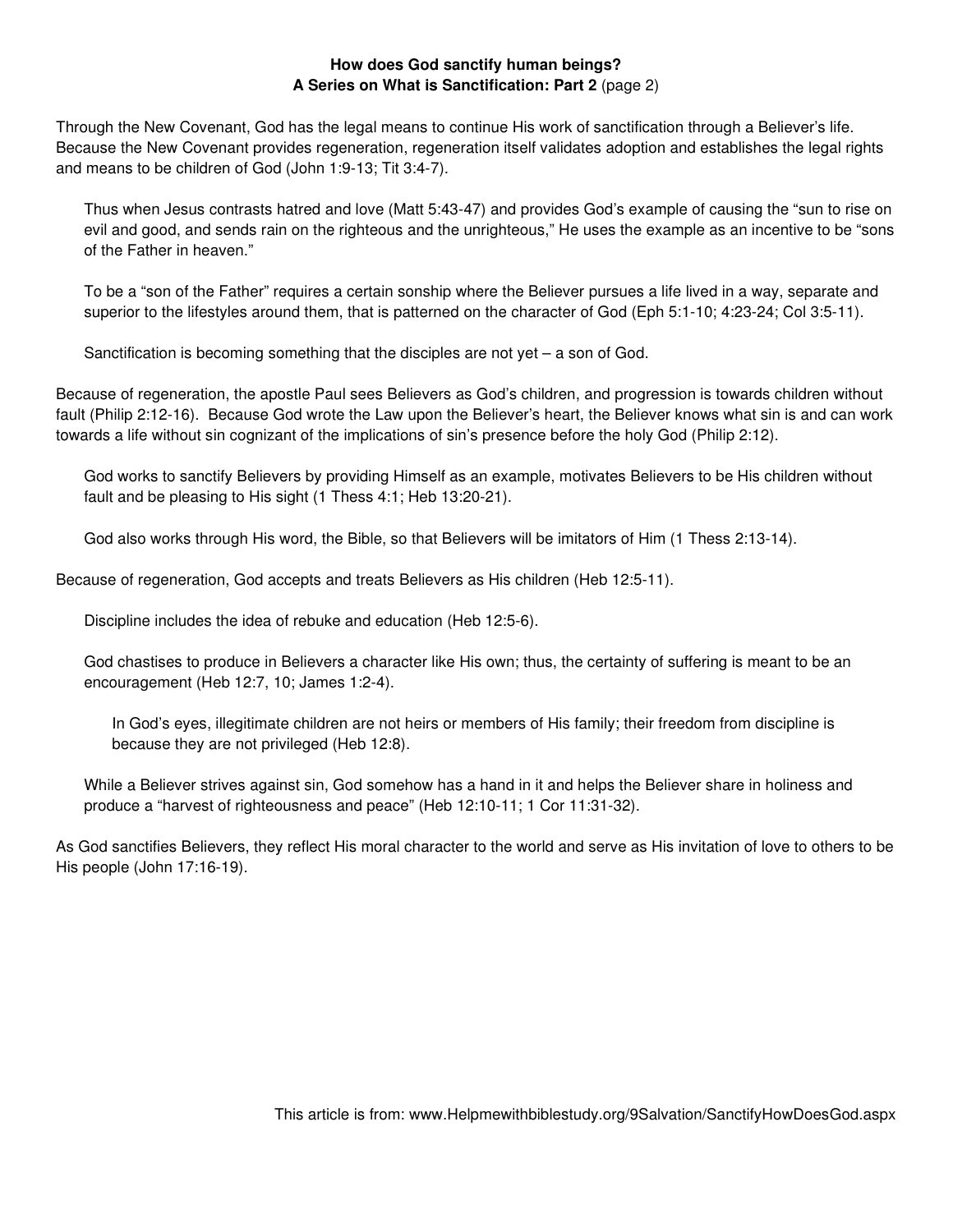**How does God sanctify human beings?**
**A Series on What is Sanctification: Part 2** (page 2)

Through the New Covenant, God has the legal means to continue His work of sanctification through a Believer's life. Because the New Covenant provides regeneration, regeneration itself validates adoption and establishes the legal rights and means to be children of God (John 1:9-13; Tit 3:4-7).

> Thus when Jesus contrasts hatred and love (Matt 5:43-47) and provides God's example of causing the "sun to rise on evil and good, and sends rain on the righteous and the unrighteous," He uses the example as an incentive to be "sons of the Father in heaven."
>
> To be a "son of the Father" requires a certain sonship where the Believer pursues a life lived in a way, separate and superior to the lifestyles around them, that is patterned on the character of God (Eph 5:1-10; 4:23-24; Col 3:5-11).
>
> Sanctification is becoming something that the disciples are not yet – a son of God.

Because of regeneration, the apostle Paul sees Believers as God's children, and progression is towards children without fault (Philip 2:12-16). Because God wrote the Law upon the Believer's heart, the Believer knows what sin is and can work towards a life without sin cognizant of the implications of sin's presence before the holy God (Philip 2:12).

> God works to sanctify Believers by providing Himself as an example, motivates Believers to be His children without fault and be pleasing to His sight (1 Thess 4:1; Heb 13:20-21).
>
> God also works through His word, the Bible, so that Believers will be imitators of Him (1 Thess 2:13-14).

Because of regeneration, God accepts and treats Believers as His children (Heb 12:5-11).

> Discipline includes the idea of rebuke and education (Heb 12:5-6).
>
> God chastises to produce in Believers a character like His own; thus, the certainty of suffering is meant to be an encouragement (Heb 12:7, 10; James 1:2-4).
>
> > In God's eyes, illegitimate children are not heirs or members of His family; their freedom from discipline is because they are not privileged (Heb 12:8).
>
> While a Believer strives against sin, God somehow has a hand in it and helps the Believer share in holiness and produce a "harvest of righteousness and peace" (Heb 12:10-11; 1 Cor 11:31-32).

As God sanctifies Believers, they reflect His moral character to the world and serve as His invitation of love to others to be His people (John 17:16-19).

This article is from: www.Helpmewithbiblestudy.org/9Salvation/SanctifyHowDoesGod.aspx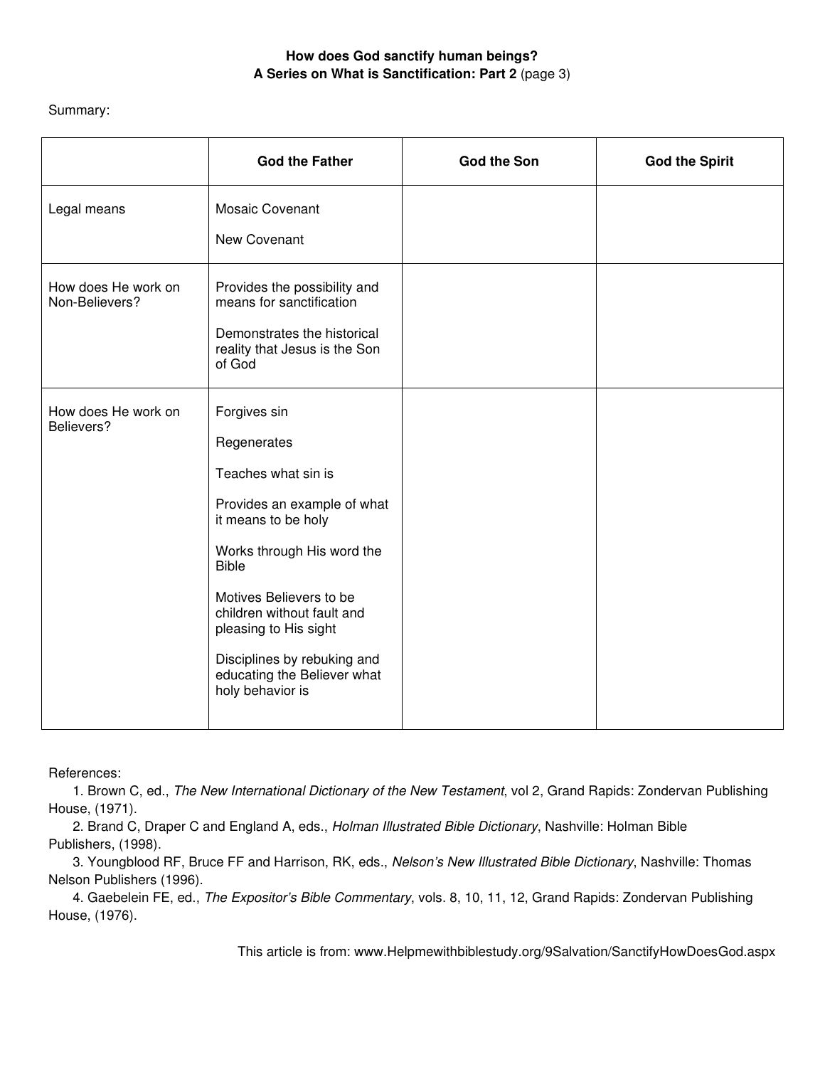**How does God sanctify human beings?**
**A Series on What is Sanctification: Part 2** (page 3)

Summary:

| | God the Father | God the Son | God the Spirit |
|---|---|---|---|
| Legal means | Mosaic Covenant<br><br>New Covenant | | |
| How does He work on Non-Believers? | Provides the possibility and means for sanctification<br><br>Demonstrates the historical reality that Jesus is the Son of God | | |
| How does He work on Believers? | Forgives sin<br><br>Regenerates<br><br>Teaches what sin is<br><br>Provides an example of what it means to be holy<br><br>Works through His word the Bible<br><br>Motives Believers to be children without fault and pleasing to His sight<br><br>Disciplines by rebuking and educating the Believer what holy behavior is | | |

References:

1. Brown C, ed., *The New International Dictionary of the New Testament*, vol 2, Grand Rapids: Zondervan Publishing House, (1971).
2. Brand C, Draper C and England A, eds., *Holman Illustrated Bible Dictionary*, Nashville: Holman Bible Publishers, (1998).
3. Youngblood RF, Bruce FF and Harrison, RK, eds., *Nelson's New Illustrated Bible Dictionary*, Nashville: Thomas Nelson Publishers (1996).
4. Gaebelein FE, ed., *The Expositor's Bible Commentary*, vols. 8, 10, 11, 12, Grand Rapids: Zondervan Publishing House, (1976).

This article is from: www.Helpmewithbiblestudy.org/9Salvation/SanctifyHowDoesGod.aspx